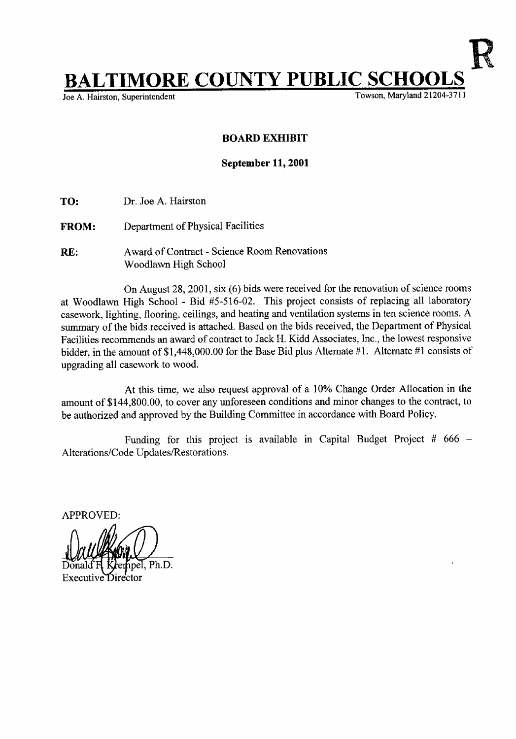# BALTIMORE COUNTY PUBLIC SCHOOLS

Joe A. Hairston, Superintendent — Towson, Maryland 21204-3711

R

**BOARD EXHIBIT**

**September 11, 2001**

**TO:** Dr. Joe A. Hairston

**FROM:** Department of Physical Facilities

**RE:** Award of Contract - Science Room Renovations
Woodlawn High School

On August 28, 2001, six (6) bids were received for the renovation of science rooms at Woodlawn High School - Bid #5-516-02. This project consists of replacing all laboratory casework, lighting, flooring, ceilings, and heating and ventilation systems in ten science rooms. A summary of the bids received is attached. Based on the bids received, the Department of Physical Facilities recommends an award of contract to Jack H. Kidd Associates, Inc., the lowest responsive bidder, in the amount of $1,448,000.00 for the Base Bid plus Alternate #1. Alternate #1 consists of upgrading all casework to wood.

At this time, we also request approval of a 10% Change Order Allocation in the amount of $144,800.00, to cover any unforeseen conditions and minor changes to the contract, to be authorized and approved by the Building Committee in accordance with Board Policy.

Funding for this project is available in Capital Budget Project # 666 – Alterations/Code Updates/Restorations.

APPROVED:

Donald F. Krempel, Ph.D.
Executive Director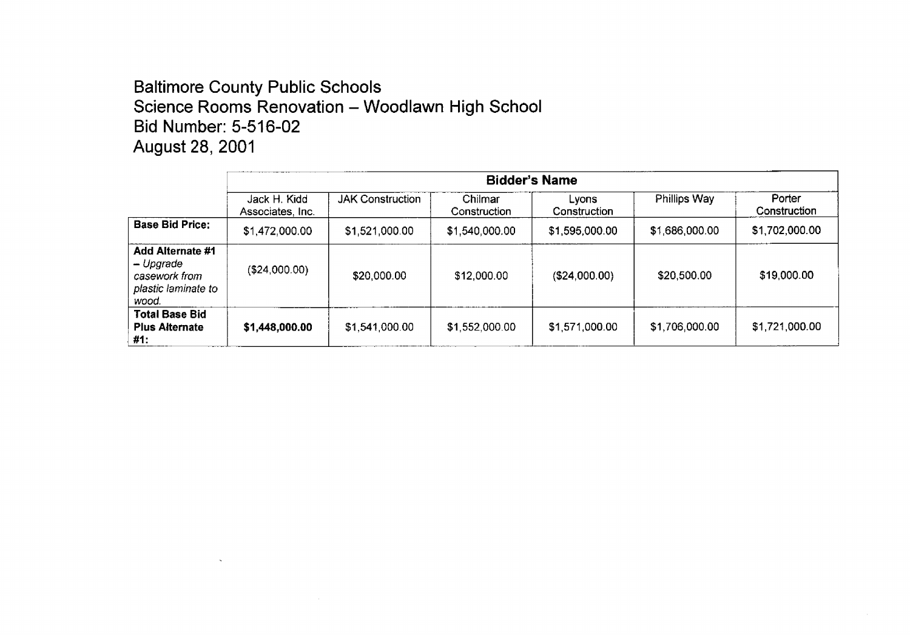# Baltimore County Public Schools
# Science Rooms Renovation – Woodlawn High School
# Bid Number: 5-516-02
# August 28, 2001

| | **Bidder's Name** | | | | | |
|---|---|---|---|---|---|---|
| | Jack H. Kidd Associates, Inc. | JAK Construction | Chilmar Construction | Lyons Construction | Phillips Way | Porter Construction |
| **Base Bid Price:** | $1,472,000.00 | $1,521,000.00 | $1,540,000.00 | $1,595,000.00 | $1,686,000.00 | $1,702,000.00 |
| **Add Alternate #1** – *Upgrade casework from plastic laminate to wood.* | ($24,000.00) | $20,000.00 | $12,000.00 | ($24,000.00) | $20,500.00 | $19,000.00 |
| **Total Base Bid Plus Alternate #1:** | **$1,448,000.00** | $1,541,000.00 | $1,552,000.00 | $1,571,000.00 | $1,706,000.00 | $1,721,000.00 |